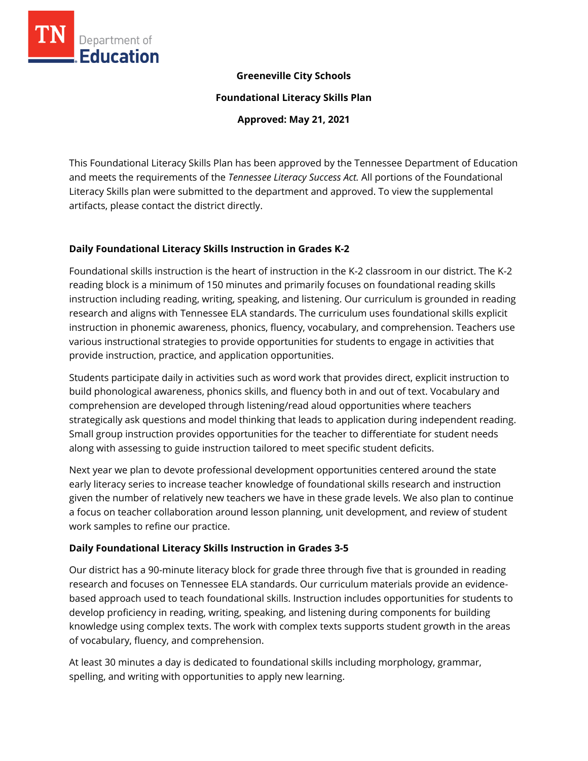**Greeneville City Schools**

**Foundational Literacy Skills Plan**

**Approved: May 21, 2021**

This Foundational Literacy Skills Plan has been approved by the Tennessee Department of Education and meets the requirements of the *Tennessee Literacy Success Act.* All portions of the Foundational Literacy Skills plan were submitted to the department and approved. To view the supplemental artifacts, please contact the district directly.

## Daily Foundational Literacy Skills Instruction in Grades K-2

Foundational skills instruction is the heart of instruction in the K-2 classroom in our district. The K-2 reading block is a minimum of 150 minutes and primarily focuses on foundational reading skills instruction including reading, writing, speaking, and listening. Our curriculum is grounded in reading research and aligns with Tennessee ELA standards. The curriculum uses foundational skills explicit instruction in phonemic awareness, phonics, fluency, vocabulary, and comprehension. Teachers use various instructional strategies to provide opportunities for students to engage in activities that provide instruction, practice, and application opportunities.

Students participate daily in activities such as word work that provides direct, explicit instruction to build phonological awareness, phonics skills, and fluency both in and out of text. Vocabulary and comprehension are developed through listening/read aloud opportunities where teachers strategically ask questions and model thinking that leads to application during independent reading. Small group instruction provides opportunities for the teacher to differentiate for student needs along with assessing to guide instruction tailored to meet specific student deficits.

Next year we plan to devote professional development opportunities centered around the state early literacy series to increase teacher knowledge of foundational skills research and instruction given the number of relatively new teachers we have in these grade levels. We also plan to continue a focus on teacher collaboration around lesson planning, unit development, and review of student work samples to refine our practice.

## Daily Foundational Literacy Skills Instruction in Grades 3-5

Our district has a 90-minute literacy block for grade three through five that is grounded in reading research and focuses on Tennessee ELA standards. Our curriculum materials provide an evidence-based approach used to teach foundational skills. Instruction includes opportunities for students to develop proficiency in reading, writing, speaking, and listening during components for building knowledge using complex texts. The work with complex texts supports student growth in the areas of vocabulary, fluency, and comprehension.

At least 30 minutes a day is dedicated to foundational skills including morphology, grammar, spelling, and writing with opportunities to apply new learning.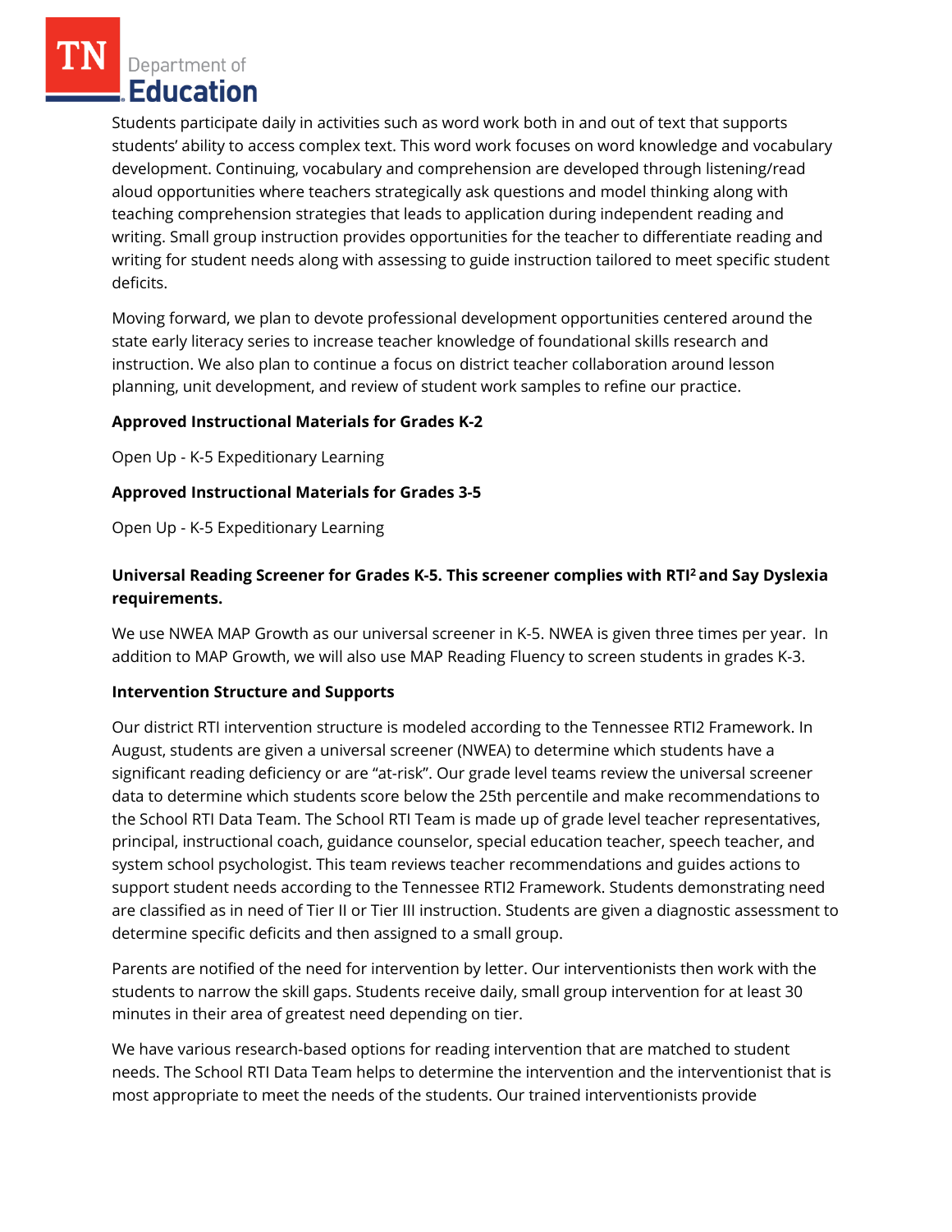Students participate daily in activities such as word work both in and out of text that supports students' ability to access complex text. This word work focuses on word knowledge and vocabulary development. Continuing, vocabulary and comprehension are developed through listening/read aloud opportunities where teachers strategically ask questions and model thinking along with teaching comprehension strategies that leads to application during independent reading and writing. Small group instruction provides opportunities for the teacher to differentiate reading and writing for student needs along with assessing to guide instruction tailored to meet specific student deficits.

Moving forward, we plan to devote professional development opportunities centered around the state early literacy series to increase teacher knowledge of foundational skills research and instruction. We also plan to continue a focus on district teacher collaboration around lesson planning, unit development, and review of student work samples to refine our practice.

**Approved Instructional Materials for Grades K-2**

Open Up - K-5 Expeditionary Learning

**Approved Instructional Materials for Grades 3-5**

Open Up - K-5 Expeditionary Learning

**Universal Reading Screener for Grades K-5. This screener complies with RTI² and Say Dyslexia requirements.**

We use NWEA MAP Growth as our universal screener in K-5. NWEA is given three times per year. In addition to MAP Growth, we will also use MAP Reading Fluency to screen students in grades K-3.

**Intervention Structure and Supports**

Our district RTI intervention structure is modeled according to the Tennessee RTI2 Framework. In August, students are given a universal screener (NWEA) to determine which students have a significant reading deficiency or are "at-risk". Our grade level teams review the universal screener data to determine which students score below the 25th percentile and make recommendations to the School RTI Data Team. The School RTI Team is made up of grade level teacher representatives, principal, instructional coach, guidance counselor, special education teacher, speech teacher, and system school psychologist. This team reviews teacher recommendations and guides actions to support student needs according to the Tennessee RTI2 Framework. Students demonstrating need are classified as in need of Tier II or Tier III instruction. Students are given a diagnostic assessment to determine specific deficits and then assigned to a small group.

Parents are notified of the need for intervention by letter. Our interventionists then work with the students to narrow the skill gaps. Students receive daily, small group intervention for at least 30 minutes in their area of greatest need depending on tier.

We have various research-based options for reading intervention that are matched to student needs. The School RTI Data Team helps to determine the intervention and the interventionist that is most appropriate to meet the needs of the students. Our trained interventionists provide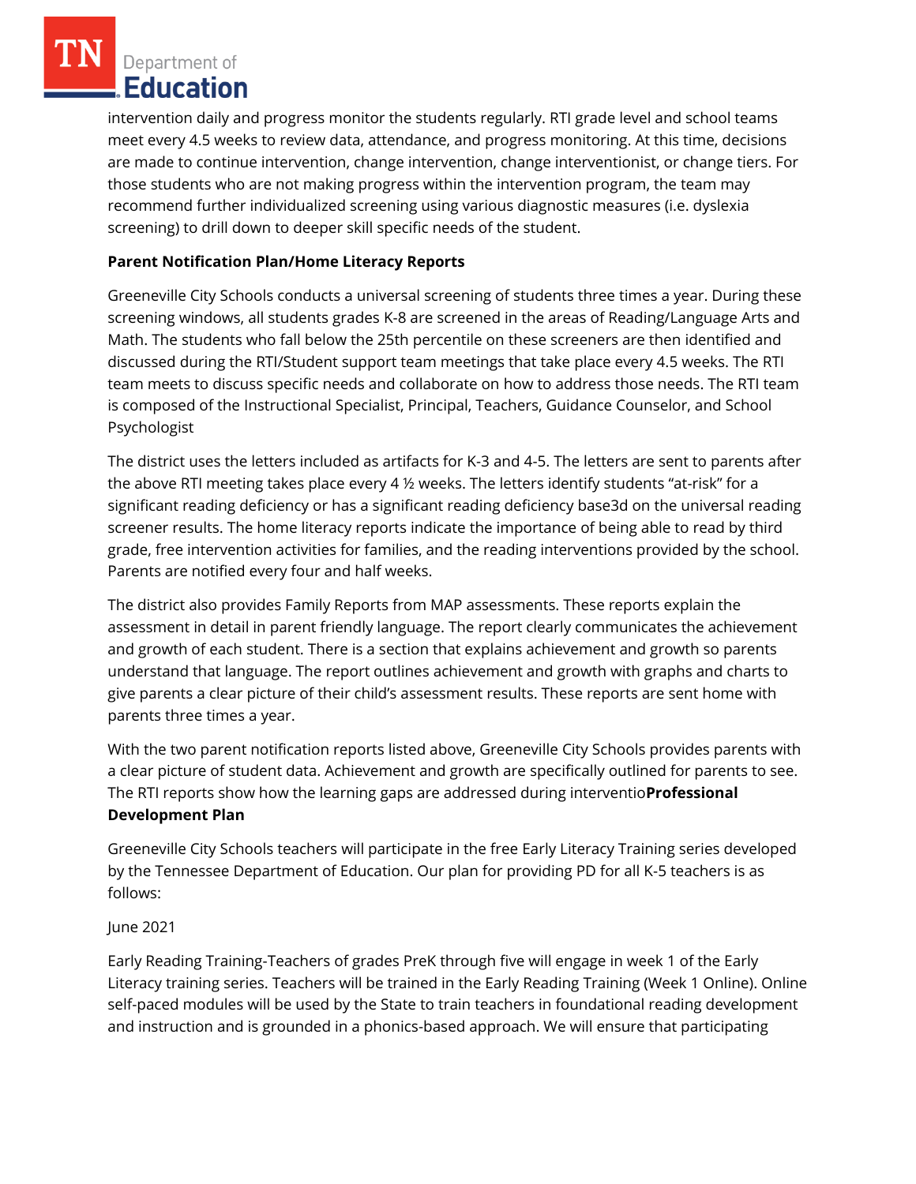intervention daily and progress monitor the students regularly. RTI grade level and school teams meet every 4.5 weeks to review data, attendance, and progress monitoring. At this time, decisions are made to continue intervention, change intervention, change interventionist, or change tiers. For those students who are not making progress within the intervention program, the team may recommend further individualized screening using various diagnostic measures (i.e. dyslexia screening) to drill down to deeper skill specific needs of the student.

**Parent Notification Plan/Home Literacy Reports**

Greeneville City Schools conducts a universal screening of students three times a year. During these screening windows, all students grades K-8 are screened in the areas of Reading/Language Arts and Math. The students who fall below the 25th percentile on these screeners are then identified and discussed during the RTI/Student support team meetings that take place every 4.5 weeks. The RTI team meets to discuss specific needs and collaborate on how to address those needs. The RTI team is composed of the Instructional Specialist, Principal, Teachers, Guidance Counselor, and School Psychologist

The district uses the letters included as artifacts for K-3 and 4-5. The letters are sent to parents after the above RTI meeting takes place every 4 ½ weeks. The letters identify students "at-risk" for a significant reading deficiency or has a significant reading deficiency base3d on the universal reading screener results. The home literacy reports indicate the importance of being able to read by third grade, free intervention activities for families, and the reading interventions provided by the school. Parents are notified every four and half weeks.

The district also provides Family Reports from MAP assessments. These reports explain the assessment in detail in parent friendly language. The report clearly communicates the achievement and growth of each student. There is a section that explains achievement and growth so parents understand that language. The report outlines achievement and growth with graphs and charts to give parents a clear picture of their child's assessment results. These reports are sent home with parents three times a year.

With the two parent notification reports listed above, Greeneville City Schools provides parents with a clear picture of student data. Achievement and growth are specifically outlined for parents to see. The RTI reports show how the learning gaps are addressed during interventio**Professional Development Plan**

Greeneville City Schools teachers will participate in the free Early Literacy Training series developed by the Tennessee Department of Education. Our plan for providing PD for all K-5 teachers is as follows:

June 2021

Early Reading Training-Teachers of grades PreK through five will engage in week 1 of the Early Literacy training series. Teachers will be trained in the Early Reading Training (Week 1 Online). Online self-paced modules will be used by the State to train teachers in foundational reading development and instruction and is grounded in a phonics-based approach. We will ensure that participating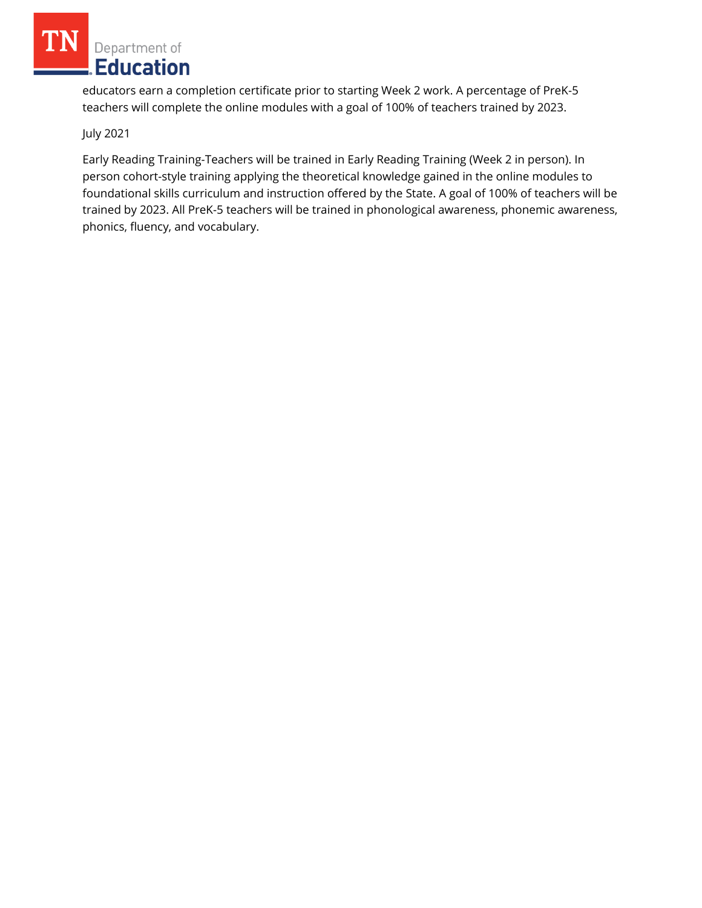educators earn a completion certificate prior to starting Week 2 work. A percentage of PreK-5 teachers will complete the online modules with a goal of 100% of teachers trained by 2023.

July 2021

Early Reading Training-Teachers will be trained in Early Reading Training (Week 2 in person). In person cohort-style training applying the theoretical knowledge gained in the online modules to foundational skills curriculum and instruction offered by the State. A goal of 100% of teachers will be trained by 2023. All PreK-5 teachers will be trained in phonological awareness, phonemic awareness, phonics, fluency, and vocabulary.